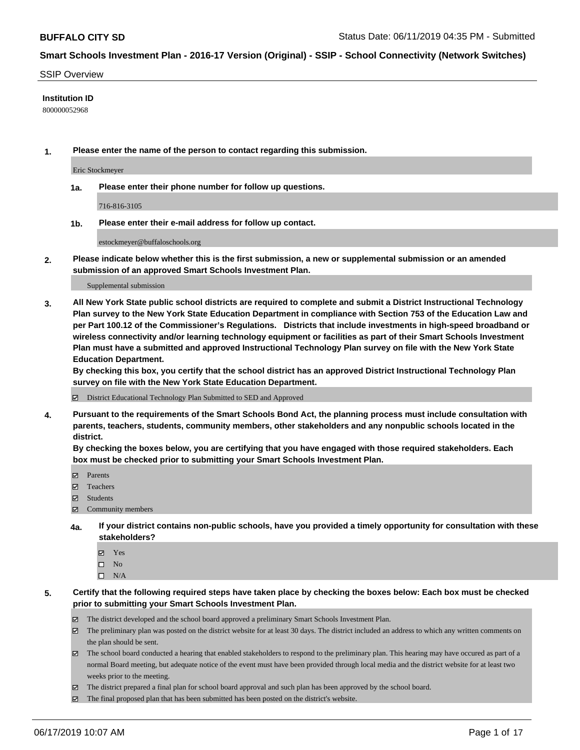**BUFFALO CITY SD** Status Date: 06/11/2019 04:35 PM - Submitted

**Smart Schools Investment Plan - 2016-17 Version (Original) - SSIP - School Connectivity (Network Switches)**

SSIP Overview

**Institution ID**

800000052968

**1. Please enter the name of the person to contact regarding this submission.**

Eric Stockmeyer

**1a. Please enter their phone number for follow up questions.**

716-816-3105

**1b. Please enter their e-mail address for follow up contact.**

estockmeyer@buffaloschools.org

**2. Please indicate below whether this is the first submission, a new or supplemental submission or an amended submission of an approved Smart Schools Investment Plan.**

Supplemental submission

**3. All New York State public school districts are required to complete and submit a District Instructional Technology Plan survey to the New York State Education Department in compliance with Section 753 of the Education Law and per Part 100.12 of the Commissioner's Regulations. Districts that include investments in high-speed broadband or wireless connectivity and/or learning technology equipment or facilities as part of their Smart Schools Investment Plan must have a submitted and approved Instructional Technology Plan survey on file with the New York State Education Department.**
**By checking this box, you certify that the school district has an approved District Instructional Technology Plan survey on file with the New York State Education Department.**

☑ District Educational Technology Plan Submitted to SED and Approved

**4. Pursuant to the requirements of the Smart Schools Bond Act, the planning process must include consultation with parents, teachers, students, community members, other stakeholders and any nonpublic schools located in the district.**
**By checking the boxes below, you are certifying that you have engaged with those required stakeholders. Each box must be checked prior to submitting your Smart Schools Investment Plan.**

☑ Parents
☑ Teachers
☑ Students
☑ Community members

**4a. If your district contains non-public schools, have you provided a timely opportunity for consultation with these stakeholders?**

☑ Yes
☐ No
☐ N/A

**5. Certify that the following required steps have taken place by checking the boxes below: Each box must be checked prior to submitting your Smart Schools Investment Plan.**

☑ The district developed and the school board approved a preliminary Smart Schools Investment Plan.
☑ The preliminary plan was posted on the district website for at least 30 days. The district included an address to which any written comments on the plan should be sent.
☑ The school board conducted a hearing that enabled stakeholders to respond to the preliminary plan. This hearing may have occured as part of a normal Board meeting, but adequate notice of the event must have been provided through local media and the district website for at least two weeks prior to the meeting.
☑ The district prepared a final plan for school board approval and such plan has been approved by the school board.
☑ The final proposed plan that has been submitted has been posted on the district's website.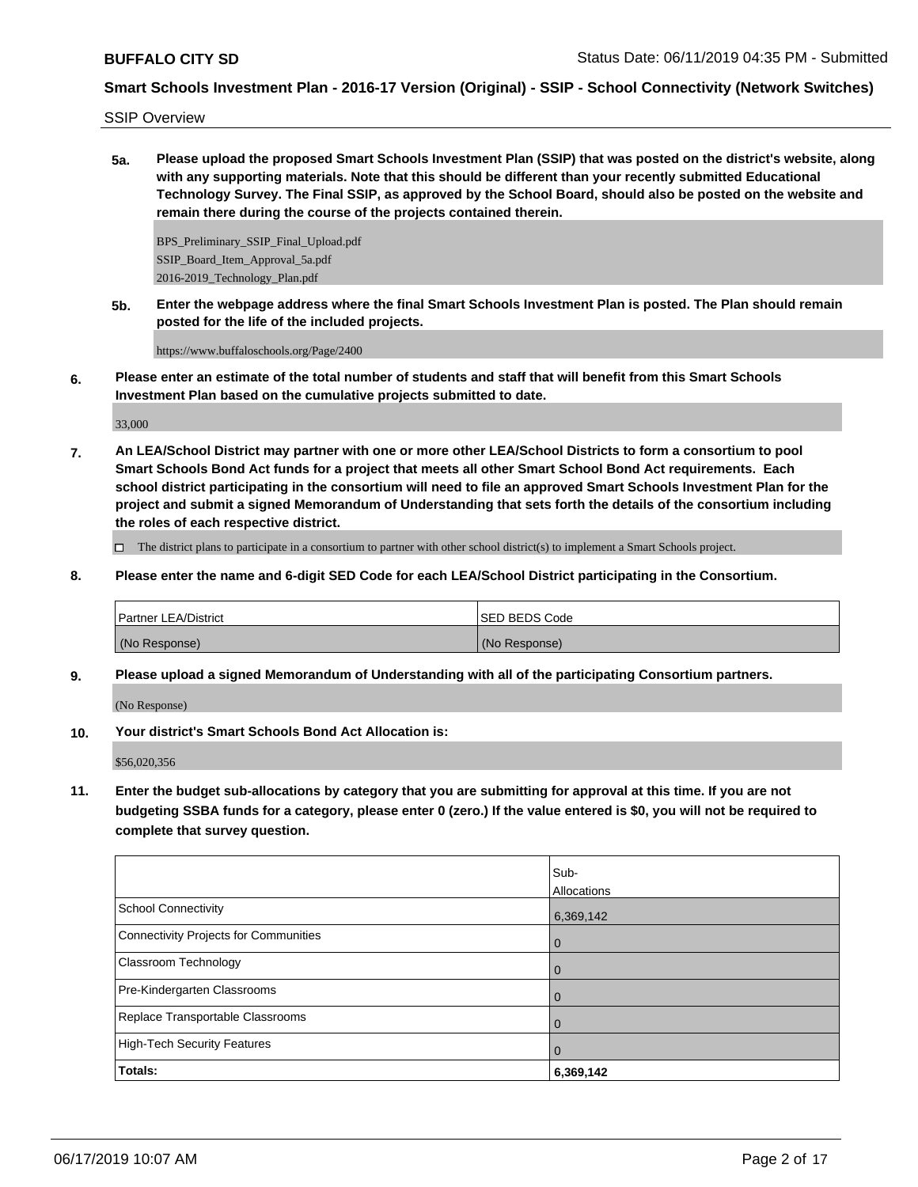**BUFFALO CITY SD** Status Date: 06/11/2019 04:35 PM - Submitted

**Smart Schools Investment Plan - 2016-17 Version (Original) - SSIP - School Connectivity (Network Switches)**

SSIP Overview

**5a. Please upload the proposed Smart Schools Investment Plan (SSIP) that was posted on the district's website, along with any supporting materials. Note that this should be different than your recently submitted Educational Technology Survey. The Final SSIP, as approved by the School Board, should also be posted on the website and remain there during the course of the projects contained therein.**

BPS_Preliminary_SSIP_Final_Upload.pdf
SSIP_Board_Item_Approval_5a.pdf
2016-2019_Technology_Plan.pdf

**5b. Enter the webpage address where the final Smart Schools Investment Plan is posted. The Plan should remain posted for the life of the included projects.**

https://www.buffaloschools.org/Page/2400

**6. Please enter an estimate of the total number of students and staff that will benefit from this Smart Schools Investment Plan based on the cumulative projects submitted to date.**

33,000

**7. An LEA/School District may partner with one or more other LEA/School Districts to form a consortium to pool Smart Schools Bond Act funds for a project that meets all other Smart School Bond Act requirements. Each school district participating in the consortium will need to file an approved Smart Schools Investment Plan for the project and submit a signed Memorandum of Understanding that sets forth the details of the consortium including the roles of each respective district.**

☐ The district plans to participate in a consortium to partner with other school district(s) to implement a Smart Schools project.

**8. Please enter the name and 6-digit SED Code for each LEA/School District participating in the Consortium.**

| Partner LEA/District | SED BEDS Code |
|---|---|
| (No Response) | (No Response) |

**9. Please upload a signed Memorandum of Understanding with all of the participating Consortium partners.**

(No Response)

**10. Your district's Smart Schools Bond Act Allocation is:**

$56,020,356

**11. Enter the budget sub-allocations by category that you are submitting for approval at this time. If you are not budgeting SSBA funds for a category, please enter 0 (zero.) If the value entered is $0, you will not be required to complete that survey question.**

| | Sub-Allocations |
|---|---|
| School Connectivity | 6,369,142 |
| Connectivity Projects for Communities | 0 |
| Classroom Technology | 0 |
| Pre-Kindergarten Classrooms | 0 |
| Replace Transportable Classrooms | 0 |
| High-Tech Security Features | 0 |
| **Totals:** | **6,369,142** |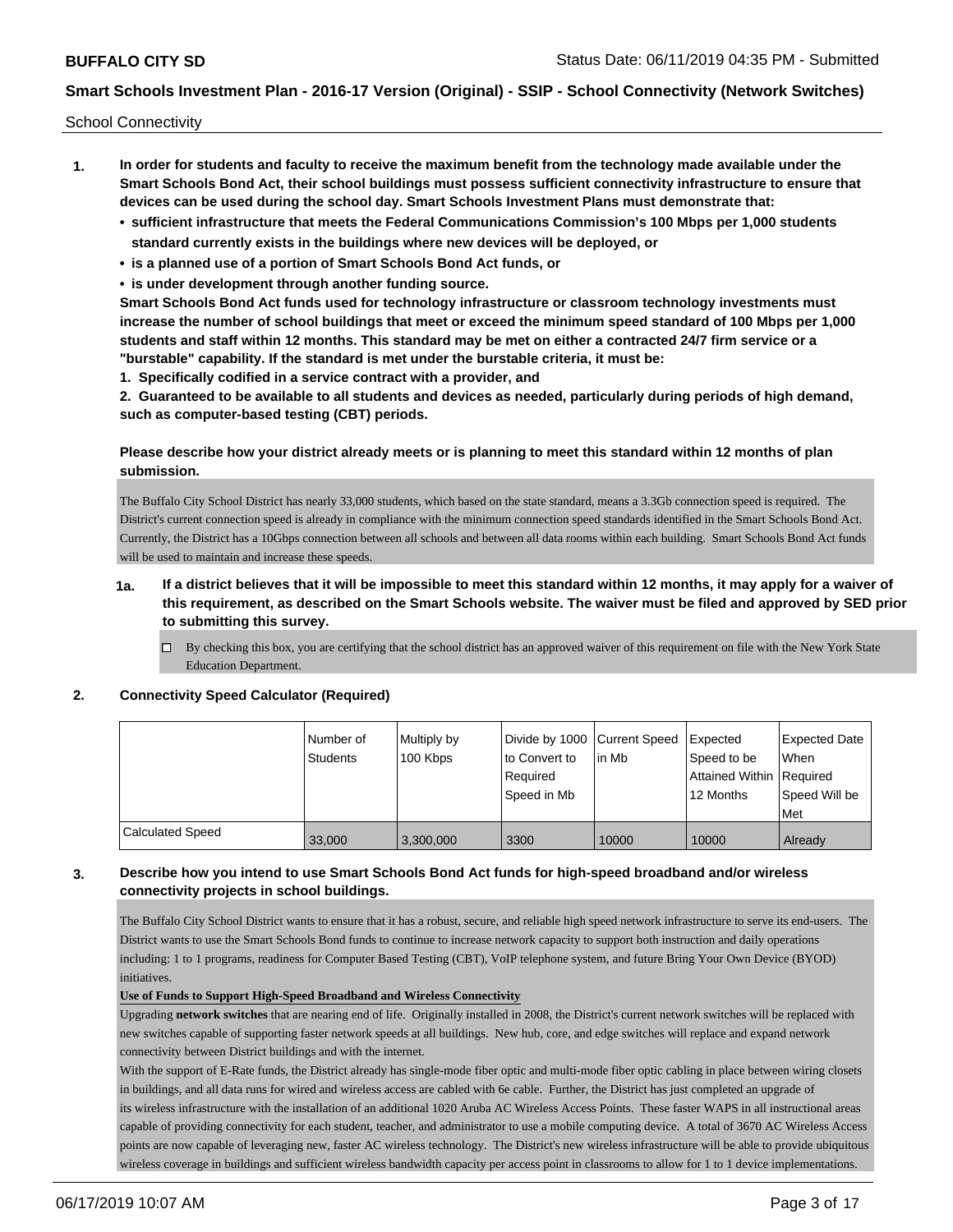School Connectivity

1. **In order for students and faculty to receive the maximum benefit from the technology made available under the Smart Schools Bond Act, their school buildings must possess sufficient connectivity infrastructure to ensure that devices can be used during the school day. Smart Schools Investment Plans must demonstrate that:**
   - **sufficient infrastructure that meets the Federal Communications Commission's 100 Mbps per 1,000 students standard currently exists in the buildings where new devices will be deployed, or**
   - **is a planned use of a portion of Smart Schools Bond Act funds, or**
   - **is under development through another funding source.**

   **Smart Schools Bond Act funds used for technology infrastructure or classroom technology investments must increase the number of school buildings that meet or exceed the minimum speed standard of 100 Mbps per 1,000 students and staff within 12 months. This standard may be met on either a contracted 24/7 firm service or a "burstable" capability. If the standard is met under the burstable criteria, it must be:**

   **1. Specifically codified in a service contract with a provider, and**

   **2. Guaranteed to be available to all students and devices as needed, particularly during periods of high demand, such as computer-based testing (CBT) periods.**

   **Please describe how your district already meets or is planning to meet this standard within 12 months of plan submission.**

   The Buffalo City School District has nearly 33,000 students, which based on the state standard, means a 3.3Gb connection speed is required. The District's current connection speed is already in compliance with the minimum connection speed standards identified in the Smart Schools Bond Act. Currently, the District has a 10Gbps connection between all schools and between all data rooms within each building. Smart Schools Bond Act funds will be used to maintain and increase these speeds.

   **1a. If a district believes that it will be impossible to meet this standard within 12 months, it may apply for a waiver of this requirement, as described on the Smart Schools website. The waiver must be filed and approved by SED prior to submitting this survey.**

   ☐ By checking this box, you are certifying that the school district has an approved waiver of this requirement on file with the New York State Education Department.

2. **Connectivity Speed Calculator (Required)**

| | Number of Students | Multiply by 100 Kbps | Divide by 1000 to Convert to Required Speed in Mb | Current Speed in Mb | Expected Speed to be Attained Within 12 Months | Expected Date When Required Speed Will be Met |
|---|---|---|---|---|---|---|
| Calculated Speed | 33,000 | 3,300,000 | 3300 | 10000 | 10000 | Already |

3. **Describe how you intend to use Smart Schools Bond Act funds for high-speed broadband and/or wireless connectivity projects in school buildings.**

   The Buffalo City School District wants to ensure that it has a robust, secure, and reliable high speed network infrastructure to serve its end-users. The District wants to use the Smart Schools Bond funds to continue to increase network capacity to support both instruction and daily operations including: 1 to 1 programs, readiness for Computer Based Testing (CBT), VoIP telephone system, and future Bring Your Own Device (BYOD) initiatives.

   **Use of Funds to Support High-Speed Broadband and Wireless Connectivity**

   Upgrading **network switches** that are nearing end of life. Originally installed in 2008, the District's current network switches will be replaced with new switches capable of supporting faster network speeds at all buildings. New hub, core, and edge switches will replace and expand network connectivity between District buildings and with the internet.

   With the support of E-Rate funds, the District already has single-mode fiber optic and multi-mode fiber optic cabling in place between wiring closets in buildings, and all data runs for wired and wireless access are cabled with 6e cable. Further, the District has just completed an upgrade of its wireless infrastructure with the installation of an additional 1020 Aruba AC Wireless Access Points. These faster WAPS in all instructional areas capable of providing connectivity for each student, teacher, and administrator to use a mobile computing device. A total of 3670 AC Wireless Access points are now capable of leveraging new, faster AC wireless technology. The District's new wireless infrastructure will be able to provide ubiquitous wireless coverage in buildings and sufficient wireless bandwidth capacity per access point in classrooms to allow for 1 to 1 device implementations.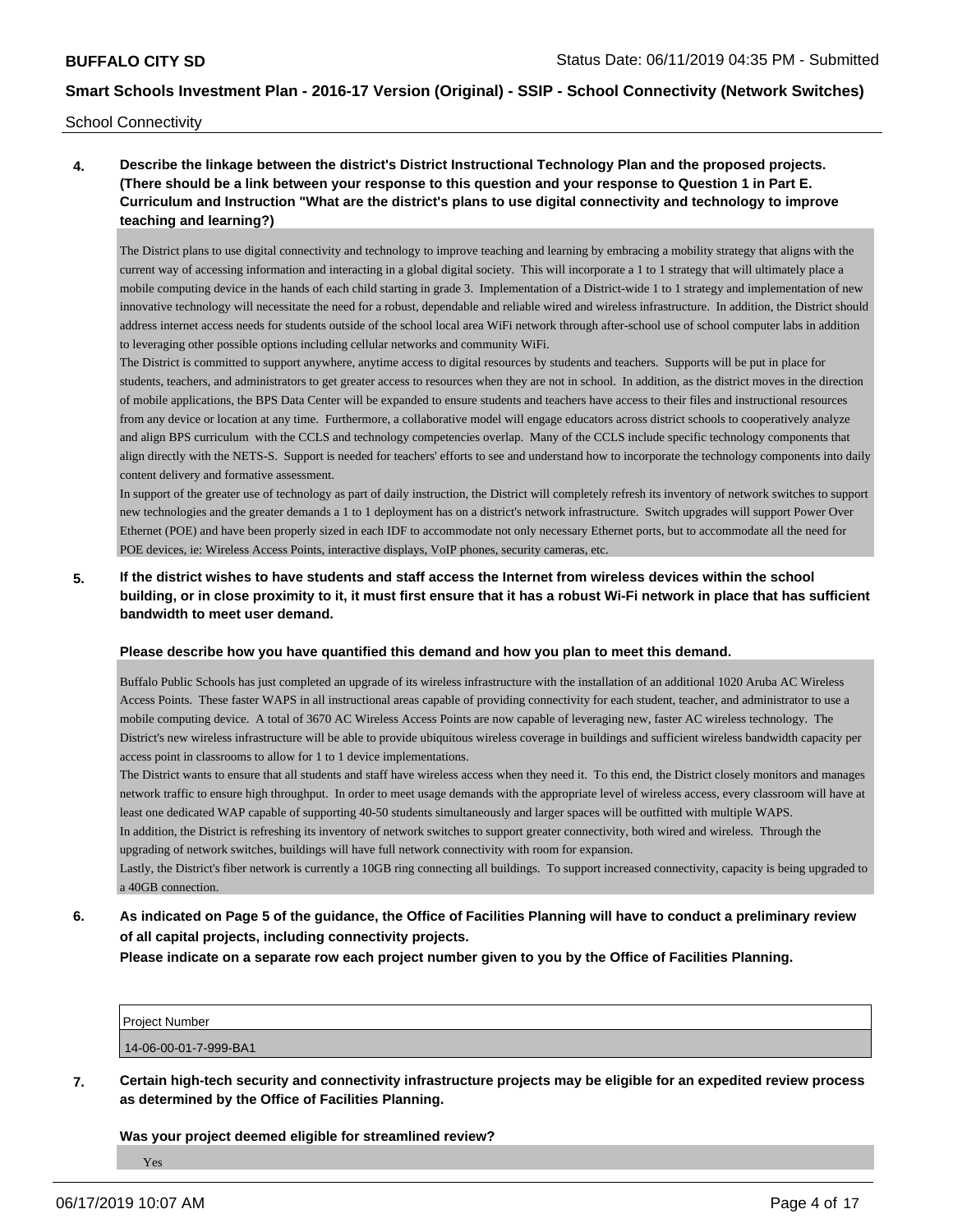School Connectivity

**4. Describe the linkage between the district's District Instructional Technology Plan and the proposed projects. (There should be a link between your response to this question and your response to Question 1 in Part E. Curriculum and Instruction "What are the district's plans to use digital connectivity and technology to improve teaching and learning?)**

The District plans to use digital connectivity and technology to improve teaching and learning by embracing a mobility strategy that aligns with the current way of accessing information and interacting in a global digital society. This will incorporate a 1 to 1 strategy that will ultimately place a mobile computing device in the hands of each child starting in grade 3. Implementation of a District-wide 1 to 1 strategy and implementation of new innovative technology will necessitate the need for a robust, dependable and reliable wired and wireless infrastructure. In addition, the District should address internet access needs for students outside of the school local area WiFi network through after-school use of school computer labs in addition to leveraging other possible options including cellular networks and community WiFi.

The District is committed to support anywhere, anytime access to digital resources by students and teachers. Supports will be put in place for students, teachers, and administrators to get greater access to resources when they are not in school. In addition, as the district moves in the direction of mobile applications, the BPS Data Center will be expanded to ensure students and teachers have access to their files and instructional resources from any device or location at any time. Furthermore, a collaborative model will engage educators across district schools to cooperatively analyze and align BPS curriculum with the CCLS and technology competencies overlap. Many of the CCLS include specific technology components that align directly with the NETS-S. Support is needed for teachers' efforts to see and understand how to incorporate the technology components into daily content delivery and formative assessment.

In support of the greater use of technology as part of daily instruction, the District will completely refresh its inventory of network switches to support new technologies and the greater demands a 1 to 1 deployment has on a district's network infrastructure. Switch upgrades will support Power Over Ethernet (POE) and have been properly sized in each IDF to accommodate not only necessary Ethernet ports, but to accommodate all the need for POE devices, ie: Wireless Access Points, interactive displays, VoIP phones, security cameras, etc.

**5. If the district wishes to have students and staff access the Internet from wireless devices within the school building, or in close proximity to it, it must first ensure that it has a robust Wi-Fi network in place that has sufficient bandwidth to meet user demand.**

**Please describe how you have quantified this demand and how you plan to meet this demand.**

Buffalo Public Schools has just completed an upgrade of its wireless infrastructure with the installation of an additional 1020 Aruba AC Wireless Access Points. These faster WAPS in all instructional areas capable of providing connectivity for each student, teacher, and administrator to use a mobile computing device. A total of 3670 AC Wireless Access Points are now capable of leveraging new, faster AC wireless technology. The District's new wireless infrastructure will be able to provide ubiquitous wireless coverage in buildings and sufficient wireless bandwidth capacity per access point in classrooms to allow for 1 to 1 device implementations.

The District wants to ensure that all students and staff have wireless access when they need it. To this end, the District closely monitors and manages network traffic to ensure high throughput. In order to meet usage demands with the appropriate level of wireless access, every classroom will have at least one dedicated WAP capable of supporting 40-50 students simultaneously and larger spaces will be outfitted with multiple WAPS.

In addition, the District is refreshing its inventory of network switches to support greater connectivity, both wired and wireless. Through the upgrading of network switches, buildings will have full network connectivity with room for expansion.

Lastly, the District's fiber network is currently a 10GB ring connecting all buildings. To support increased connectivity, capacity is being upgraded to a 40GB connection.

**6. As indicated on Page 5 of the guidance, the Office of Facilities Planning will have to conduct a preliminary review of all capital projects, including connectivity projects.**
**Please indicate on a separate row each project number given to you by the Office of Facilities Planning.**

| Project Number |
| --- |
| 14-06-00-01-7-999-BA1 |

**7. Certain high-tech security and connectivity infrastructure projects may be eligible for an expedited review process as determined by the Office of Facilities Planning.**

**Was your project deemed eligible for streamlined review?**

Yes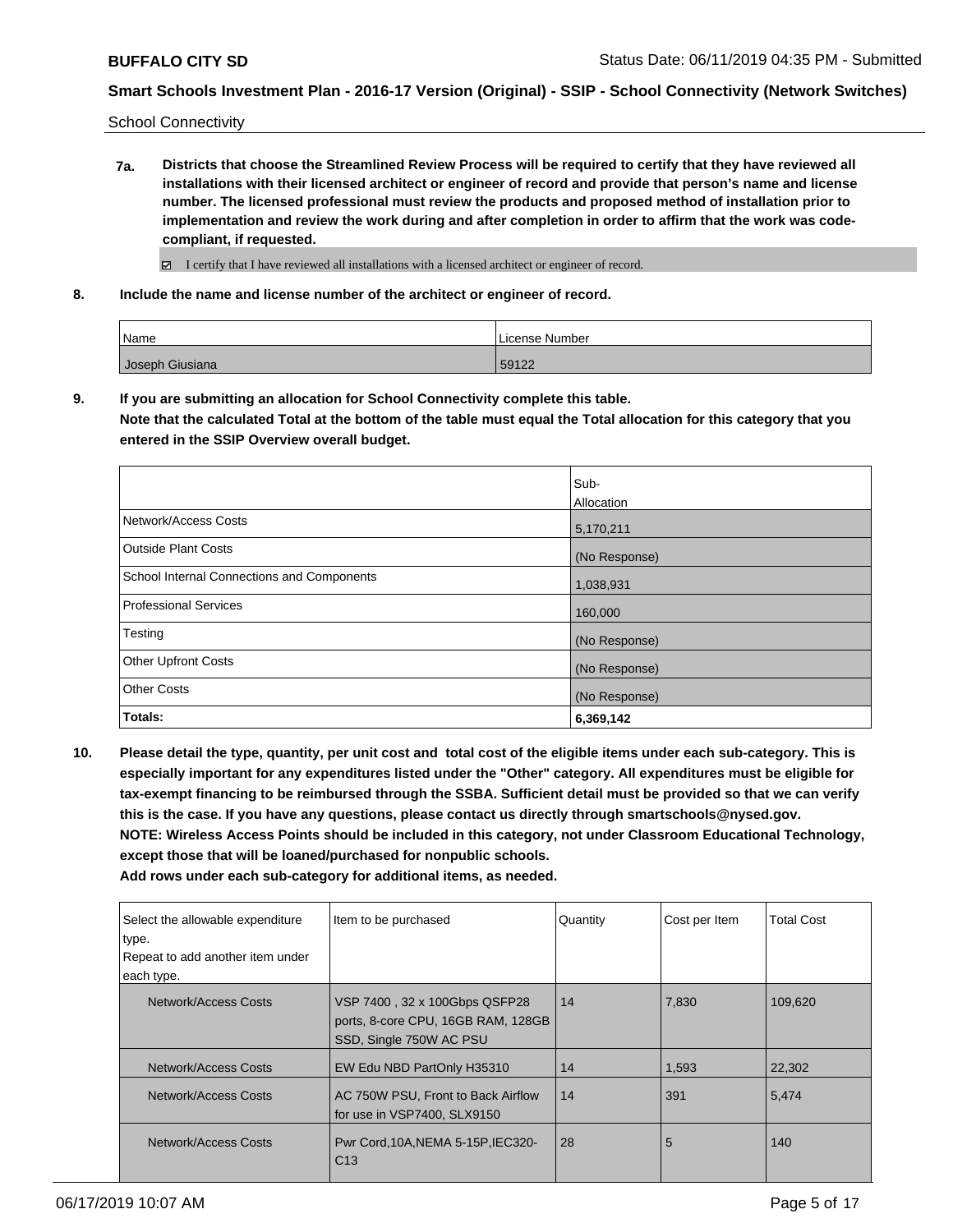School Connectivity

**7a. Districts that choose the Streamlined Review Process will be required to certify that they have reviewed all installations with their licensed architect or engineer of record and provide that person's name and license number. The licensed professional must review the products and proposed method of installation prior to implementation and review the work during and after completion in order to affirm that the work was code-compliant, if requested.**

☑ I certify that I have reviewed all installations with a licensed architect or engineer of record.

**8. Include the name and license number of the architect or engineer of record.**

| Name | License Number |
|---|---|
| Joseph Giusiana | 59122 |

**9. If you are submitting an allocation for School Connectivity complete this table.**
**Note that the calculated Total at the bottom of the table must equal the Total allocation for this category that you entered in the SSIP Overview overall budget.**

| | Sub-Allocation |
|---|---|
| Network/Access Costs | 5,170,211 |
| Outside Plant Costs | (No Response) |
| School Internal Connections and Components | 1,038,931 |
| Professional Services | 160,000 |
| Testing | (No Response) |
| Other Upfront Costs | (No Response) |
| Other Costs | (No Response) |
| **Totals:** | **6,369,142** |

**10. Please detail the type, quantity, per unit cost and total cost of the eligible items under each sub-category. This is especially important for any expenditures listed under the "Other" category. All expenditures must be eligible for tax-exempt financing to be reimbursed through the SSBA. Sufficient detail must be provided so that we can verify this is the case. If you have any questions, please contact us directly through smartschools@nysed.gov.**
**NOTE: Wireless Access Points should be included in this category, not under Classroom Educational Technology, except those that will be loaned/purchased for nonpublic schools.**
**Add rows under each sub-category for additional items, as needed.**

| Select the allowable expenditure type. Repeat to add another item under each type. | Item to be purchased | Quantity | Cost per Item | Total Cost |
|---|---|---|---|---|
| Network/Access Costs | VSP 7400 , 32 x 100Gbps QSFP28 ports, 8-core CPU, 16GB RAM, 128GB SSD, Single 750W AC PSU | 14 | 7,830 | 109,620 |
| Network/Access Costs | EW Edu NBD PartOnly H35310 | 14 | 1,593 | 22,302 |
| Network/Access Costs | AC 750W PSU, Front to Back Airflow for use in VSP7400, SLX9150 | 14 | 391 | 5,474 |
| Network/Access Costs | Pwr Cord,10A,NEMA 5-15P,IEC320-C13 | 28 | 5 | 140 |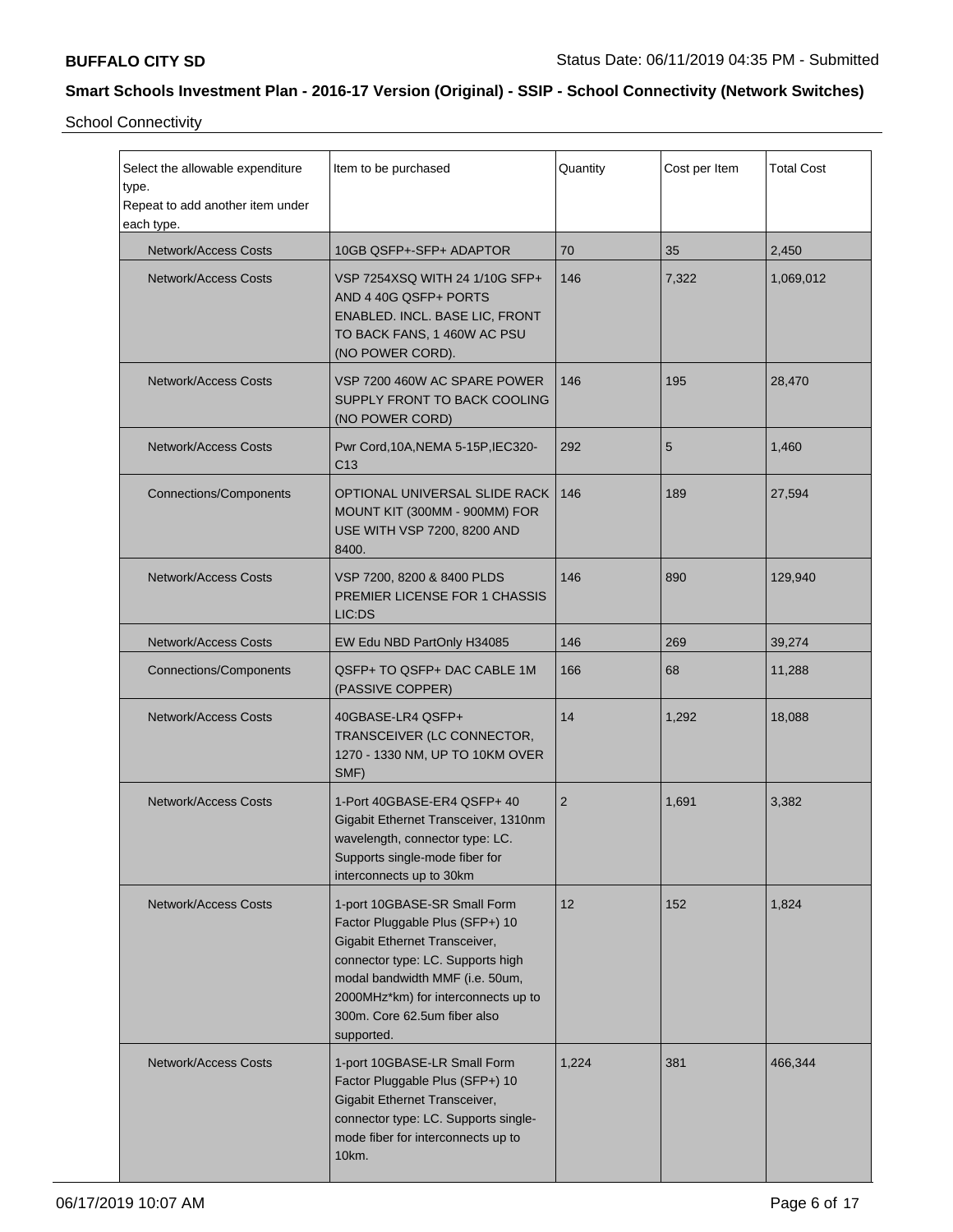**BUFFALO CITY SD**

Status Date: 06/11/2019 04:35 PM - Submitted

## Smart Schools Investment Plan - 2016-17 Version (Original) - SSIP - School Connectivity (Network Switches)

School Connectivity

| Select the allowable expenditure type.<br>Repeat to add another item under each type. | Item to be purchased | Quantity | Cost per Item | Total Cost |
|---|---|---|---|---|
| Network/Access Costs | 10GB QSFP+-SFP+ ADAPTOR | 70 | 35 | 2,450 |
| Network/Access Costs | VSP 7254XSQ WITH 24 1/10G SFP+ AND 4 40G QSFP+ PORTS ENABLED. INCL. BASE LIC, FRONT TO BACK FANS, 1 460W AC PSU (NO POWER CORD). | 146 | 7,322 | 1,069,012 |
| Network/Access Costs | VSP 7200 460W AC SPARE POWER SUPPLY FRONT TO BACK COOLING (NO POWER CORD) | 146 | 195 | 28,470 |
| Network/Access Costs | Pwr Cord,10A,NEMA 5-15P,IEC320-C13 | 292 | 5 | 1,460 |
| Connections/Components | OPTIONAL UNIVERSAL SLIDE RACK MOUNT KIT (300MM - 900MM) FOR USE WITH VSP 7200, 8200 AND 8400. | 146 | 189 | 27,594 |
| Network/Access Costs | VSP 7200, 8200 & 8400 PLDS PREMIER LICENSE FOR 1 CHASSIS LIC:DS | 146 | 890 | 129,940 |
| Network/Access Costs | EW Edu NBD PartOnly H34085 | 146 | 269 | 39,274 |
| Connections/Components | QSFP+ TO QSFP+ DAC CABLE 1M (PASSIVE COPPER) | 166 | 68 | 11,288 |
| Network/Access Costs | 40GBASE-LR4 QSFP+ TRANSCEIVER (LC CONNECTOR, 1270 - 1330 NM, UP TO 10KM OVER SMF) | 14 | 1,292 | 18,088 |
| Network/Access Costs | 1-Port 40GBASE-ER4 QSFP+ 40 Gigabit Ethernet Transceiver, 1310nm wavelength, connector type: LC. Supports single-mode fiber for interconnects up to 30km | 2 | 1,691 | 3,382 |
| Network/Access Costs | 1-port 10GBASE-SR Small Form Factor Pluggable Plus (SFP+) 10 Gigabit Ethernet Transceiver, connector type: LC. Supports high modal bandwidth MMF (i.e. 50um, 2000MHz*km) for interconnects up to 300m. Core 62.5um fiber also supported. | 12 | 152 | 1,824 |
| Network/Access Costs | 1-port 10GBASE-LR Small Form Factor Pluggable Plus (SFP+) 10 Gigabit Ethernet Transceiver, connector type: LC. Supports single-mode fiber for interconnects up to 10km. | 1,224 | 381 | 466,344 |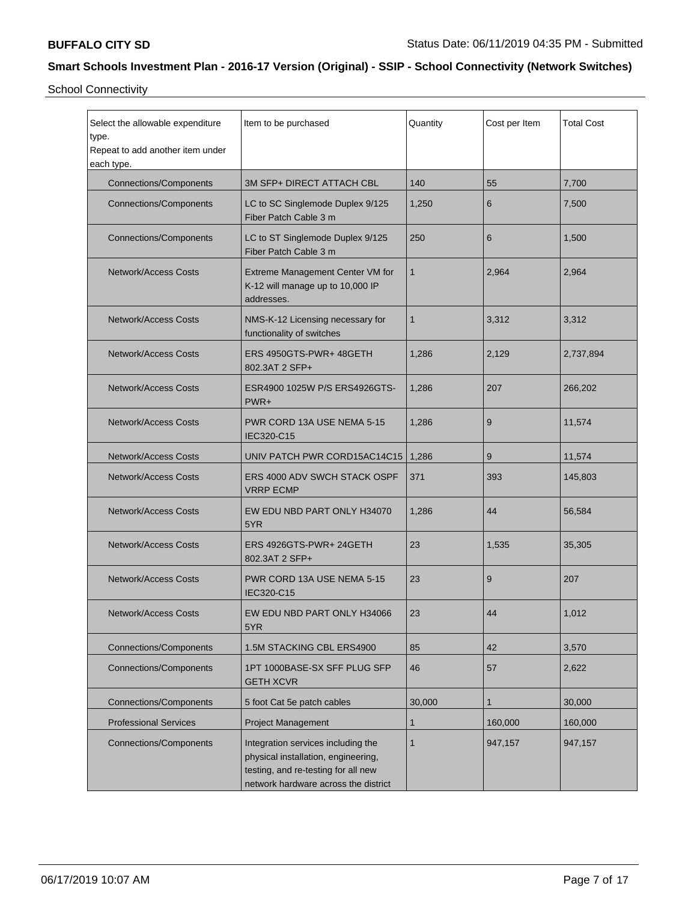## Smart Schools Investment Plan - 2016-17 Version (Original) - SSIP - School Connectivity (Network Switches)

School Connectivity

| Select the allowable expenditure type. Repeat to add another item under each type. | Item to be purchased | Quantity | Cost per Item | Total Cost |
|---|---|---|---|---|
| Connections/Components | 3M SFP+ DIRECT ATTACH CBL | 140 | 55 | 7,700 |
| Connections/Components | LC to SC Singlemode Duplex 9/125 Fiber Patch Cable 3 m | 1,250 | 6 | 7,500 |
| Connections/Components | LC to ST Singlemode Duplex 9/125 Fiber Patch Cable 3 m | 250 | 6 | 1,500 |
| Network/Access Costs | Extreme Management Center VM for K-12 will manage up to 10,000 IP addresses. | 1 | 2,964 | 2,964 |
| Network/Access Costs | NMS-K-12 Licensing necessary for functionality of switches | 1 | 3,312 | 3,312 |
| Network/Access Costs | ERS 4950GTS-PWR+ 48GETH 802.3AT 2 SFP+ | 1,286 | 2,129 | 2,737,894 |
| Network/Access Costs | ESR4900 1025W P/S ERS4926GTS-PWR+ | 1,286 | 207 | 266,202 |
| Network/Access Costs | PWR CORD 13A USE NEMA 5-15 IEC320-C15 | 1,286 | 9 | 11,574 |
| Network/Access Costs | UNIV PATCH PWR CORD15AC14C15 | 1,286 | 9 | 11,574 |
| Network/Access Costs | ERS 4000 ADV SWCH STACK OSPF VRRP ECMP | 371 | 393 | 145,803 |
| Network/Access Costs | EW EDU NBD PART ONLY H34070 5YR | 1,286 | 44 | 56,584 |
| Network/Access Costs | ERS 4926GTS-PWR+ 24GETH 802.3AT 2 SFP+ | 23 | 1,535 | 35,305 |
| Network/Access Costs | PWR CORD 13A USE NEMA 5-15 IEC320-C15 | 23 | 9 | 207 |
| Network/Access Costs | EW EDU NBD PART ONLY H34066 5YR | 23 | 44 | 1,012 |
| Connections/Components | 1.5M STACKING CBL ERS4900 | 85 | 42 | 3,570 |
| Connections/Components | 1PT 1000BASE-SX SFF PLUG SFP GETH XCVR | 46 | 57 | 2,622 |
| Connections/Components | 5 foot Cat 5e patch cables | 30,000 | 1 | 30,000 |
| Professional Services | Project Management | 1 | 160,000 | 160,000 |
| Connections/Components | Integration services including the physical installation, engineering, testing, and re-testing for all new network hardware across the district | 1 | 947,157 | 947,157 |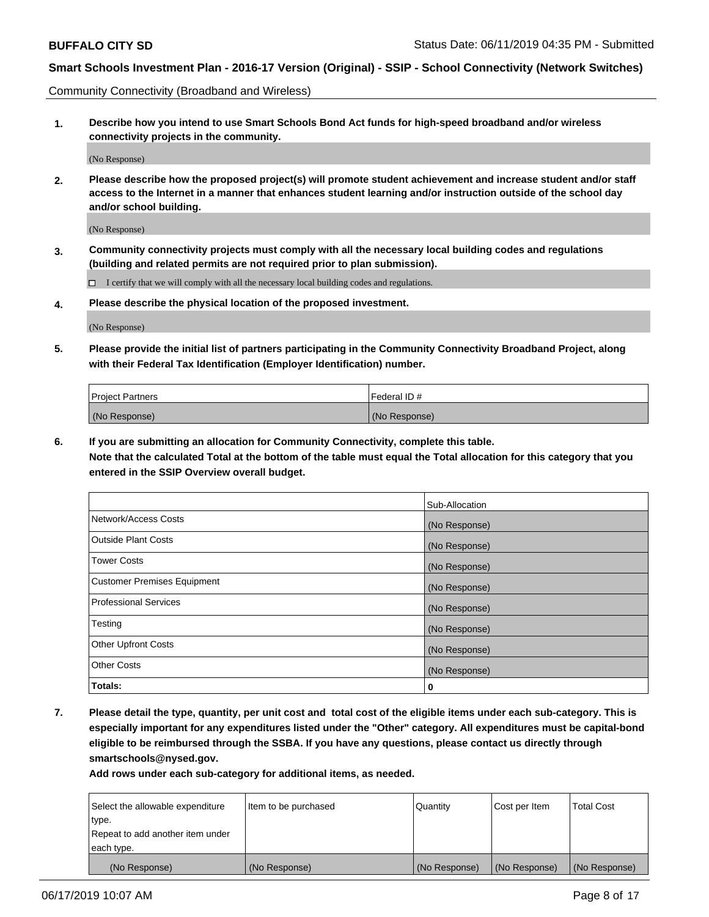Community Connectivity (Broadband and Wireless)

**1. Describe how you intend to use Smart Schools Bond Act funds for high-speed broadband and/or wireless connectivity projects in the community.**

(No Response)

**2. Please describe how the proposed project(s) will promote student achievement and increase student and/or staff access to the Internet in a manner that enhances student learning and/or instruction outside of the school day and/or school building.**

(No Response)

**3. Community connectivity projects must comply with all the necessary local building codes and regulations (building and related permits are not required prior to plan submission).**

☐ I certify that we will comply with all the necessary local building codes and regulations.

**4. Please describe the physical location of the proposed investment.**

(No Response)

**5. Please provide the initial list of partners participating in the Community Connectivity Broadband Project, along with their Federal Tax Identification (Employer Identification) number.**

| Project Partners | Federal ID # |
|---|---|
| (No Response) | (No Response) |

**6. If you are submitting an allocation for Community Connectivity, complete this table.**
**Note that the calculated Total at the bottom of the table must equal the Total allocation for this category that you entered in the SSIP Overview overall budget.**

| | Sub-Allocation |
|---|---|
| Network/Access Costs | (No Response) |
| Outside Plant Costs | (No Response) |
| Tower Costs | (No Response) |
| Customer Premises Equipment | (No Response) |
| Professional Services | (No Response) |
| Testing | (No Response) |
| Other Upfront Costs | (No Response) |
| Other Costs | (No Response) |
| **Totals:** | **0** |

**7. Please detail the type, quantity, per unit cost and total cost of the eligible items under each sub-category. This is especially important for any expenditures listed under the "Other" category. All expenditures must be capital-bond eligible to be reimbursed through the SSBA. If you have any questions, please contact us directly through smartschools@nysed.gov.**
**Add rows under each sub-category for additional items, as needed.**

| Select the allowable expenditure type. Repeat to add another item under each type. | Item to be purchased | Quantity | Cost per Item | Total Cost |
|---|---|---|---|---|
| (No Response) | (No Response) | (No Response) | (No Response) | (No Response) |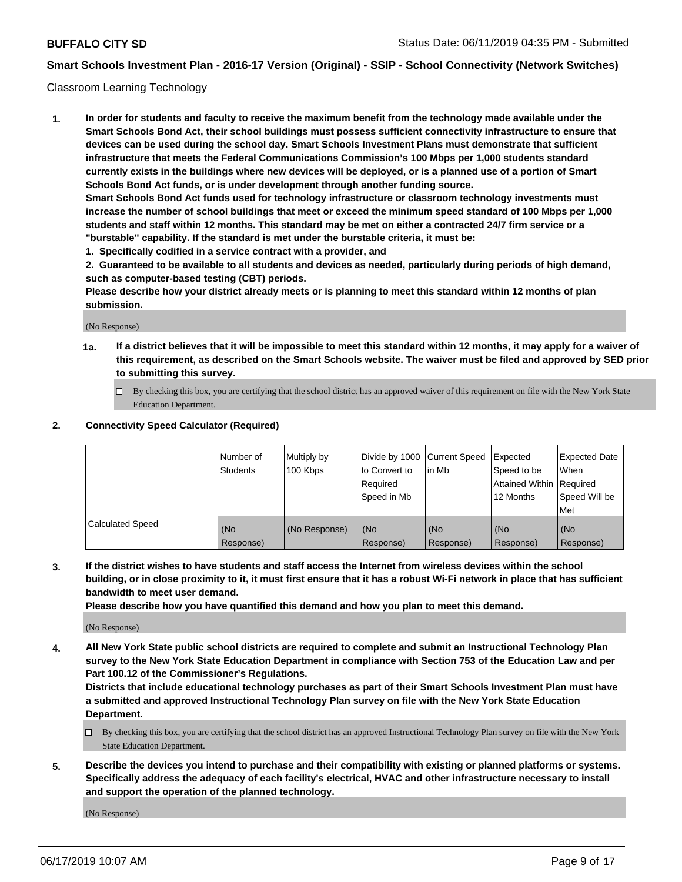Classroom Learning Technology

**1. In order for students and faculty to receive the maximum benefit from the technology made available under the Smart Schools Bond Act, their school buildings must possess sufficient connectivity infrastructure to ensure that devices can be used during the school day. Smart Schools Investment Plans must demonstrate that sufficient infrastructure that meets the Federal Communications Commission's 100 Mbps per 1,000 students standard currently exists in the buildings where new devices will be deployed, or is a planned use of a portion of Smart Schools Bond Act funds, or is under development through another funding source.**

**Smart Schools Bond Act funds used for technology infrastructure or classroom technology investments must increase the number of school buildings that meet or exceed the minimum speed standard of 100 Mbps per 1,000 students and staff within 12 months. This standard may be met on either a contracted 24/7 firm service or a "burstable" capability. If the standard is met under the burstable criteria, it must be:**

**1. Specifically codified in a service contract with a provider, and**

**2. Guaranteed to be available to all students and devices as needed, particularly during periods of high demand, such as computer-based testing (CBT) periods.**

**Please describe how your district already meets or is planning to meet this standard within 12 months of plan submission.**

(No Response)

**1a. If a district believes that it will be impossible to meet this standard within 12 months, it may apply for a waiver of this requirement, as described on the Smart Schools website. The waiver must be filed and approved by SED prior to submitting this survey.**

☐ By checking this box, you are certifying that the school district has an approved waiver of this requirement on file with the New York State Education Department.

**2. Connectivity Speed Calculator (Required)**

| | Number of Students | Multiply by 100 Kbps | Divide by 1000 to Convert to Required Speed in Mb | Current Speed in Mb | Expected Speed to be Attained Within 12 Months | Expected Date When Required Speed Will be Met |
|---|---|---|---|---|---|---|
| Calculated Speed | (No Response) | (No Response) | (No Response) | (No Response) | (No Response) | (No Response) |

**3. If the district wishes to have students and staff access the Internet from wireless devices within the school building, or in close proximity to it, it must first ensure that it has a robust Wi-Fi network in place that has sufficient bandwidth to meet user demand.**

**Please describe how you have quantified this demand and how you plan to meet this demand.**

(No Response)

**4. All New York State public school districts are required to complete and submit an Instructional Technology Plan survey to the New York State Education Department in compliance with Section 753 of the Education Law and per Part 100.12 of the Commissioner's Regulations.**

**Districts that include educational technology purchases as part of their Smart Schools Investment Plan must have a submitted and approved Instructional Technology Plan survey on file with the New York State Education Department.**

☐ By checking this box, you are certifying that the school district has an approved Instructional Technology Plan survey on file with the New York State Education Department.

**5. Describe the devices you intend to purchase and their compatibility with existing or planned platforms or systems. Specifically address the adequacy of each facility's electrical, HVAC and other infrastructure necessary to install and support the operation of the planned technology.**

(No Response)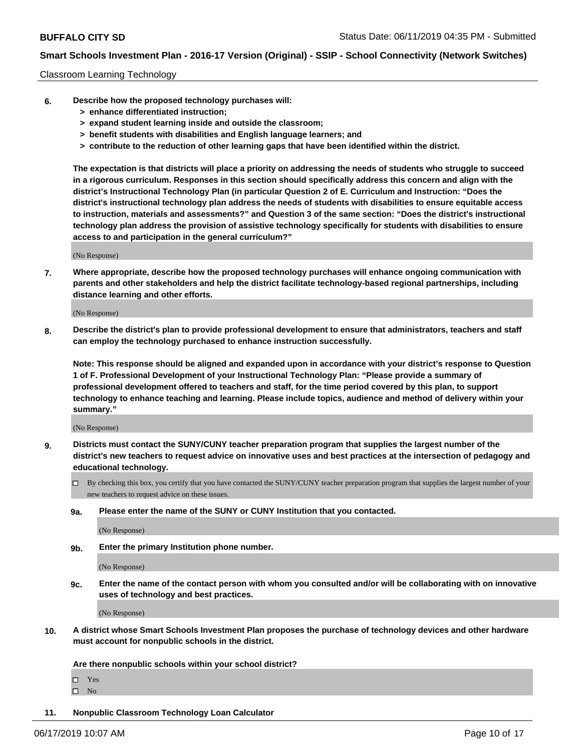Classroom Learning Technology

**6. Describe how the proposed technology purchases will:**
   - **> enhance differentiated instruction;**
   - **> expand student learning inside and outside the classroom;**
   - **> benefit students with disabilities and English language learners; and**
   - **> contribute to the reduction of other learning gaps that have been identified within the district.**

**The expectation is that districts will place a priority on addressing the needs of students who struggle to succeed in a rigorous curriculum. Responses in this section should specifically address this concern and align with the district's Instructional Technology Plan (in particular Question 2 of E. Curriculum and Instruction: "Does the district's instructional technology plan address the needs of students with disabilities to ensure equitable access to instruction, materials and assessments?" and Question 3 of the same section: "Does the district's instructional technology plan address the provision of assistive technology specifically for students with disabilities to ensure access to and participation in the general curriculum?"**

(No Response)

**7. Where appropriate, describe how the proposed technology purchases will enhance ongoing communication with parents and other stakeholders and help the district facilitate technology-based regional partnerships, including distance learning and other efforts.**

(No Response)

**8. Describe the district's plan to provide professional development to ensure that administrators, teachers and staff can employ the technology purchased to enhance instruction successfully.**

**Note: This response should be aligned and expanded upon in accordance with your district's response to Question 1 of F. Professional Development of your Instructional Technology Plan: "Please provide a summary of professional development offered to teachers and staff, for the time period covered by this plan, to support technology to enhance teaching and learning. Please include topics, audience and method of delivery within your summary."**

(No Response)

**9. Districts must contact the SUNY/CUNY teacher preparation program that supplies the largest number of the district's new teachers to request advice on innovative uses and best practices at the intersection of pedagogy and educational technology.**

☐ By checking this box, you certify that you have contacted the SUNY/CUNY teacher preparation program that supplies the largest number of your new teachers to request advice on these issues.

**9a. Please enter the name of the SUNY or CUNY Institution that you contacted.**

(No Response)

**9b. Enter the primary Institution phone number.**

(No Response)

**9c. Enter the name of the contact person with whom you consulted and/or will be collaborating with on innovative uses of technology and best practices.**

(No Response)

**10. A district whose Smart Schools Investment Plan proposes the purchase of technology devices and other hardware must account for nonpublic schools in the district.**

**Are there nonpublic schools within your school district?**

☐ Yes
☐ No

**11. Nonpublic Classroom Technology Loan Calculator**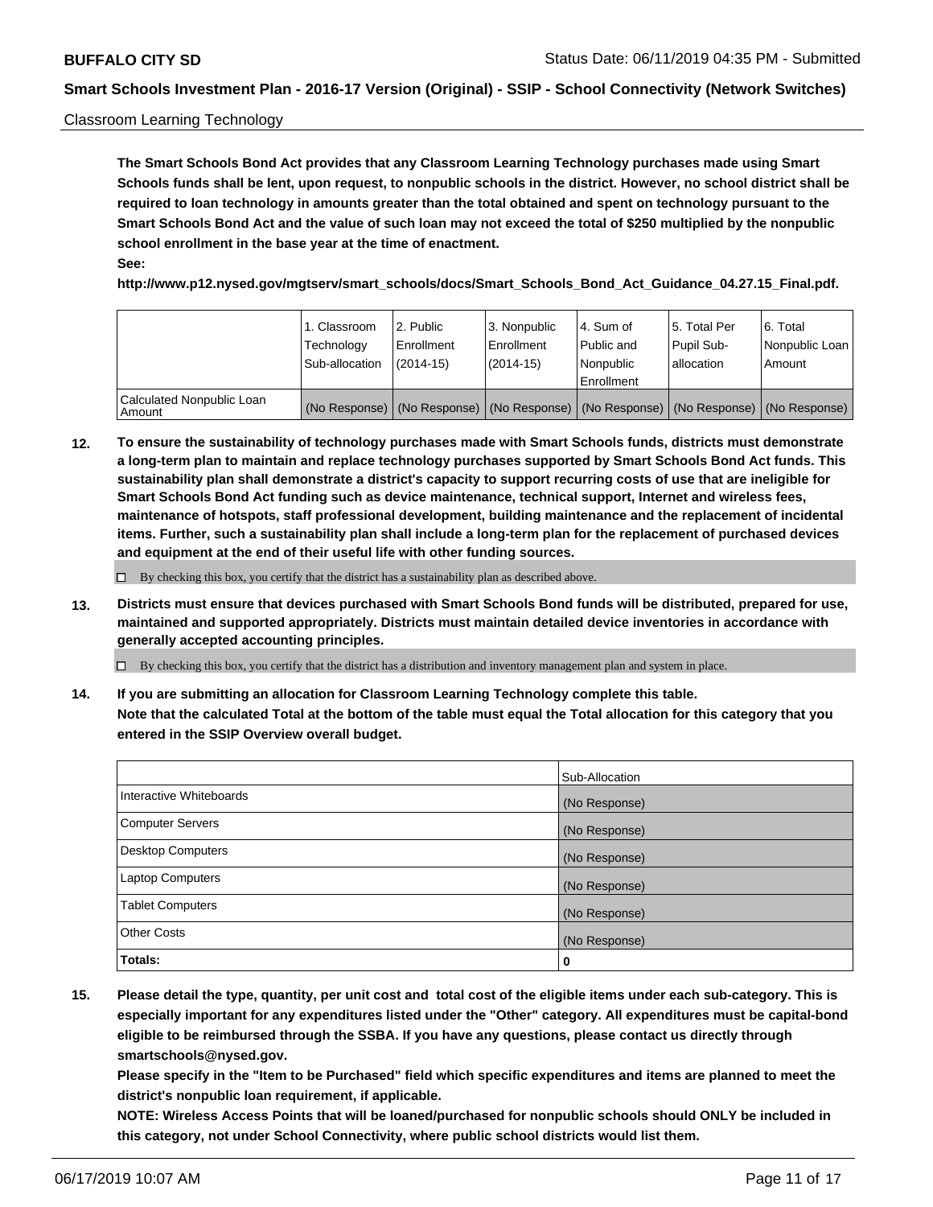Classroom Learning Technology

**The Smart Schools Bond Act provides that any Classroom Learning Technology purchases made using Smart Schools funds shall be lent, upon request, to nonpublic schools in the district. However, no school district shall be required to loan technology in amounts greater than the total obtained and spent on technology pursuant to the Smart Schools Bond Act and the value of such loan may not exceed the total of $250 multiplied by the nonpublic school enrollment in the base year at the time of enactment.**

**See:**

**http://www.p12.nysed.gov/mgtserv/smart_schools/docs/Smart_Schools_Bond_Act_Guidance_04.27.15_Final.pdf.**

| | 1. Classroom Technology Sub-allocation | 2. Public Enrollment (2014-15) | 3. Nonpublic Enrollment (2014-15) | 4. Sum of Public and Nonpublic Enrollment | 5. Total Per Pupil Sub-allocation | 6. Total Nonpublic Loan Amount |
|---|---|---|---|---|---|---|
| Calculated Nonpublic Loan Amount | (No Response) | (No Response) | (No Response) | (No Response) | (No Response) | (No Response) |

**12. To ensure the sustainability of technology purchases made with Smart Schools funds, districts must demonstrate a long-term plan to maintain and replace technology purchases supported by Smart Schools Bond Act funds. This sustainability plan shall demonstrate a district's capacity to support recurring costs of use that are ineligible for Smart Schools Bond Act funding such as device maintenance, technical support, Internet and wireless fees, maintenance of hotspots, staff professional development, building maintenance and the replacement of incidental items. Further, such a sustainability plan shall include a long-term plan for the replacement of purchased devices and equipment at the end of their useful life with other funding sources.**

☐ By checking this box, you certify that the district has a sustainability plan as described above.

**13. Districts must ensure that devices purchased with Smart Schools Bond funds will be distributed, prepared for use, maintained and supported appropriately. Districts must maintain detailed device inventories in accordance with generally accepted accounting principles.**

☐ By checking this box, you certify that the district has a distribution and inventory management plan and system in place.

**14. If you are submitting an allocation for Classroom Learning Technology complete this table. Note that the calculated Total at the bottom of the table must equal the Total allocation for this category that you entered in the SSIP Overview overall budget.**

| | Sub-Allocation |
|---|---|
| Interactive Whiteboards | (No Response) |
| Computer Servers | (No Response) |
| Desktop Computers | (No Response) |
| Laptop Computers | (No Response) |
| Tablet Computers | (No Response) |
| Other Costs | (No Response) |
| **Totals:** | **0** |

**15. Please detail the type, quantity, per unit cost and total cost of the eligible items under each sub-category. This is especially important for any expenditures listed under the "Other" category. All expenditures must be capital-bond eligible to be reimbursed through the SSBA. If you have any questions, please contact us directly through smartschools@nysed.gov.**

**Please specify in the "Item to be Purchased" field which specific expenditures and items are planned to meet the district's nonpublic loan requirement, if applicable.**

**NOTE: Wireless Access Points that will be loaned/purchased for nonpublic schools should ONLY be included in this category, not under School Connectivity, where public school districts would list them.**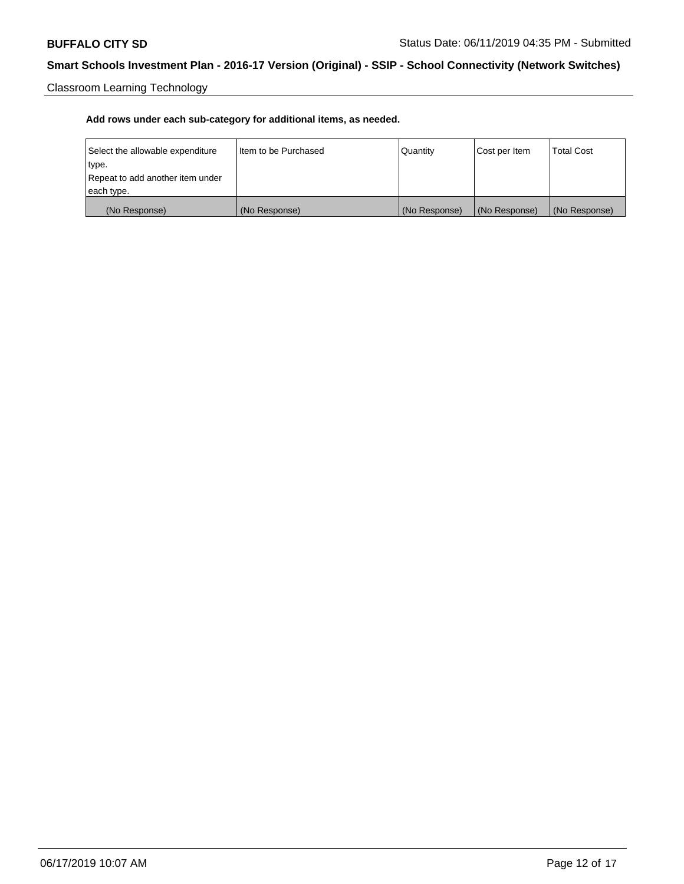Classroom Learning Technology

**Add rows under each sub-category for additional items, as needed.**

| Select the allowable expenditure type. Repeat to add another item under each type. | Item to be Purchased | Quantity | Cost per Item | Total Cost |
|---|---|---|---|---|
| (No Response) | (No Response) | (No Response) | (No Response) | (No Response) |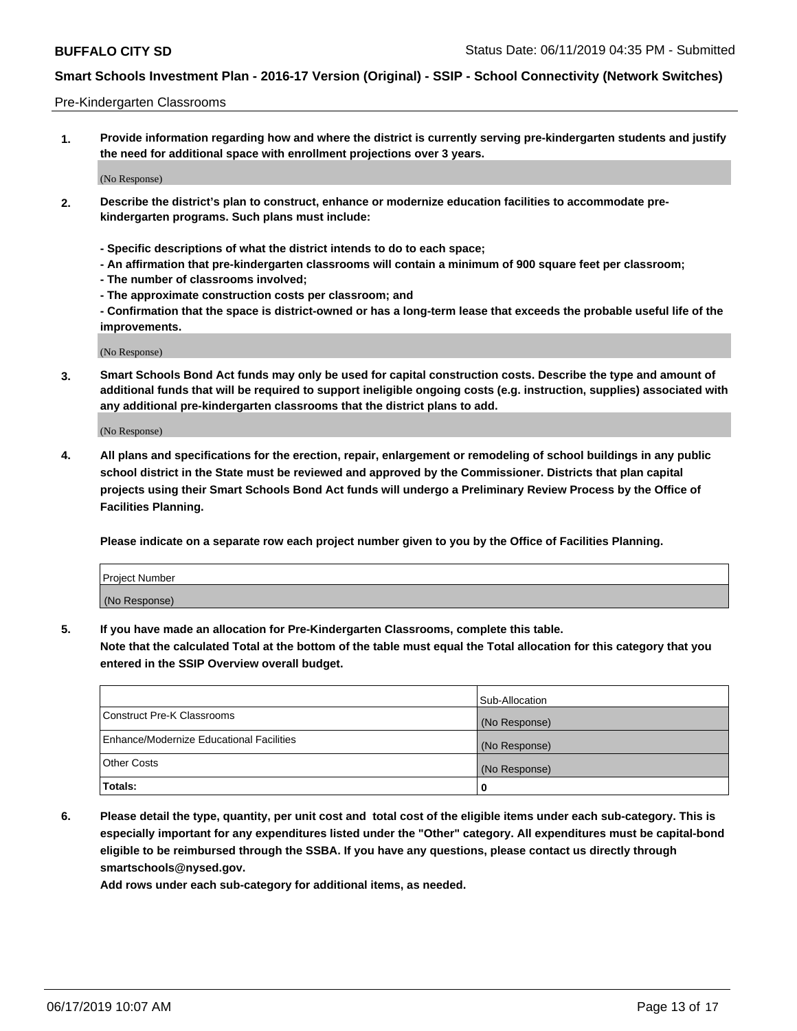Pre-Kindergarten Classrooms

**1. Provide information regarding how and where the district is currently serving pre-kindergarten students and justify the need for additional space with enrollment projections over 3 years.**

(No Response)

**2. Describe the district's plan to construct, enhance or modernize education facilities to accommodate pre-kindergarten programs. Such plans must include:**

**- Specific descriptions of what the district intends to do to each space;**
**- An affirmation that pre-kindergarten classrooms will contain a minimum of 900 square feet per classroom;**
**- The number of classrooms involved;**
**- The approximate construction costs per classroom; and**
**- Confirmation that the space is district-owned or has a long-term lease that exceeds the probable useful life of the improvements.**

(No Response)

**3. Smart Schools Bond Act funds may only be used for capital construction costs. Describe the type and amount of additional funds that will be required to support ineligible ongoing costs (e.g. instruction, supplies) associated with any additional pre-kindergarten classrooms that the district plans to add.**

(No Response)

**4. All plans and specifications for the erection, repair, enlargement or remodeling of school buildings in any public school district in the State must be reviewed and approved by the Commissioner. Districts that plan capital projects using their Smart Schools Bond Act funds will undergo a Preliminary Review Process by the Office of Facilities Planning.**

**Please indicate on a separate row each project number given to you by the Office of Facilities Planning.**

| Project Number |
|---|
| (No Response) |

**5. If you have made an allocation for Pre-Kindergarten Classrooms, complete this table.**
**Note that the calculated Total at the bottom of the table must equal the Total allocation for this category that you entered in the SSIP Overview overall budget.**

| | Sub-Allocation |
|---|---|
| Construct Pre-K Classrooms | (No Response) |
| Enhance/Modernize Educational Facilities | (No Response) |
| Other Costs | (No Response) |
| **Totals:** | **0** |

**6. Please detail the type, quantity, per unit cost and total cost of the eligible items under each sub-category. This is especially important for any expenditures listed under the "Other" category. All expenditures must be capital-bond eligible to be reimbursed through the SSBA. If you have any questions, please contact us directly through smartschools@nysed.gov.**
**Add rows under each sub-category for additional items, as needed.**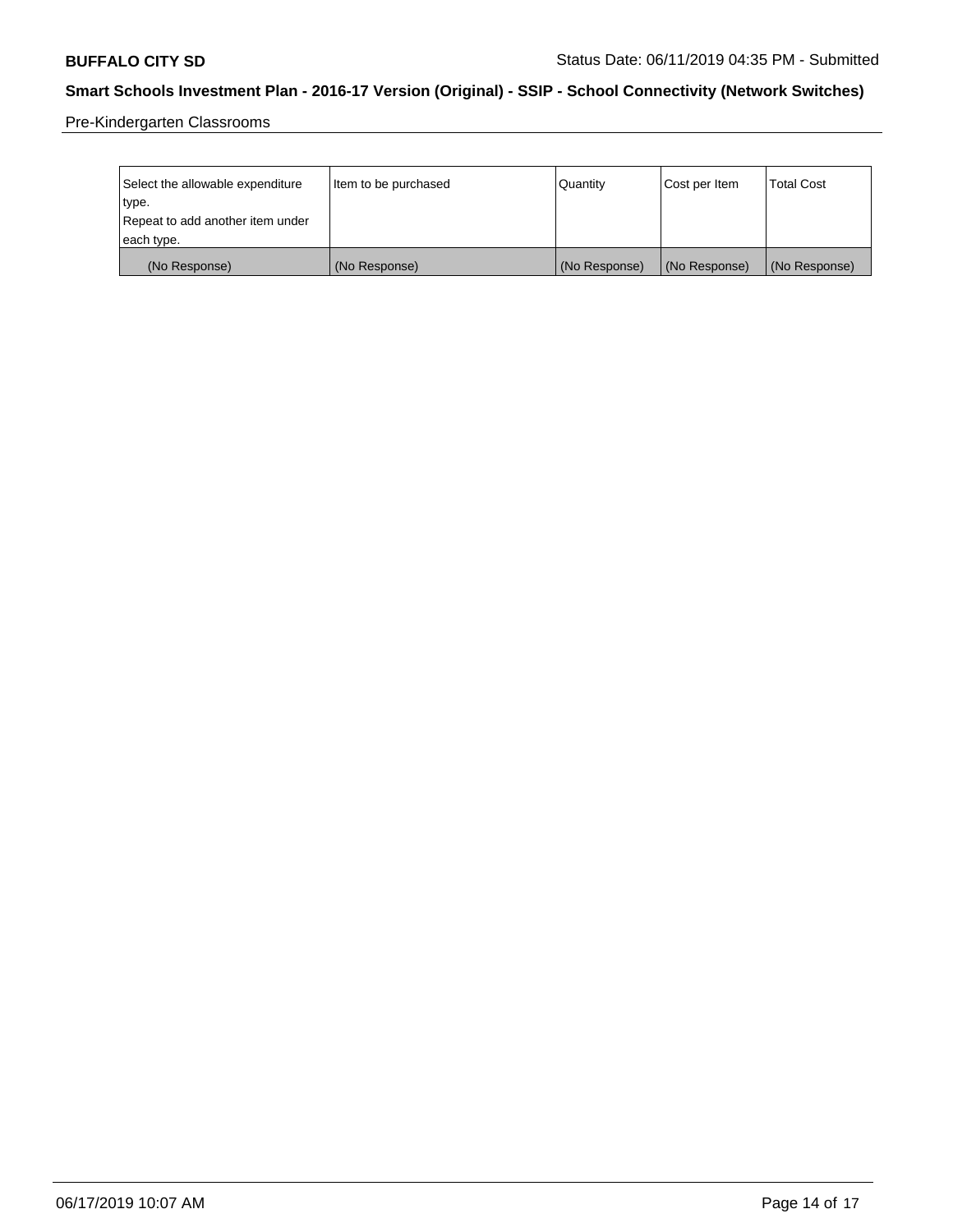Pre-Kindergarten Classrooms

| Select the allowable expenditure type. Repeat to add another item under each type. | Item to be purchased | Quantity | Cost per Item | Total Cost |
|---|---|---|---|---|
| (No Response) | (No Response) | (No Response) | (No Response) | (No Response) |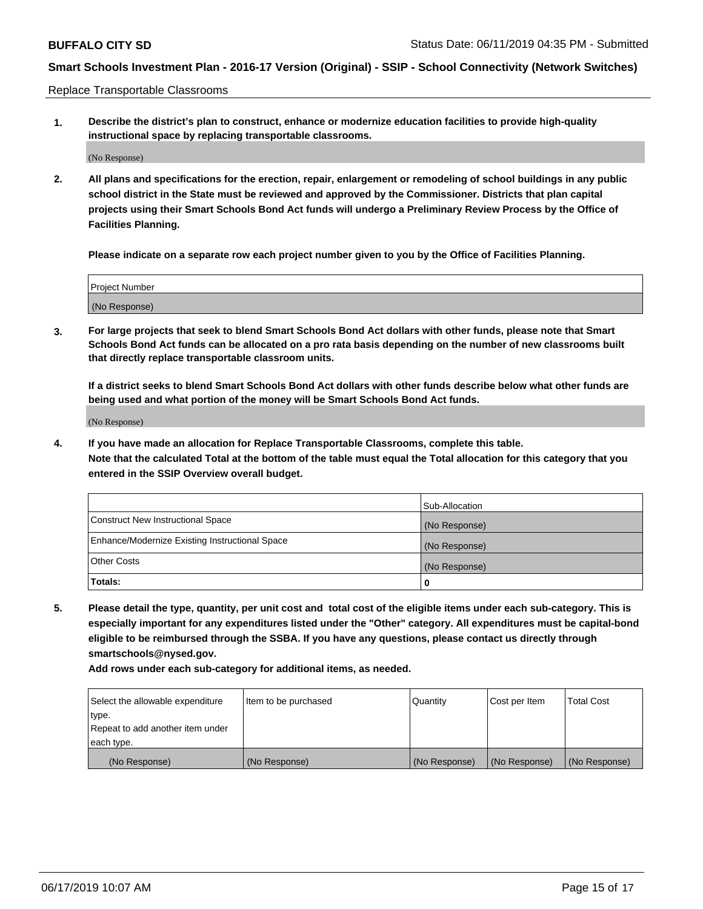Replace Transportable Classrooms

1. **Describe the district's plan to construct, enhance or modernize education facilities to provide high-quality instructional space by replacing transportable classrooms.**

(No Response)

2. **All plans and specifications for the erection, repair, enlargement or remodeling of school buildings in any public school district in the State must be reviewed and approved by the Commissioner. Districts that plan capital projects using their Smart Schools Bond Act funds will undergo a Preliminary Review Process by the Office of Facilities Planning.**

**Please indicate on a separate row each project number given to you by the Office of Facilities Planning.**

| Project Number |
|---|
| (No Response) |

3. **For large projects that seek to blend Smart Schools Bond Act dollars with other funds, please note that Smart Schools Bond Act funds can be allocated on a pro rata basis depending on the number of new classrooms built that directly replace transportable classroom units.**

**If a district seeks to blend Smart Schools Bond Act dollars with other funds describe below what other funds are being used and what portion of the money will be Smart Schools Bond Act funds.**

(No Response)

4. **If you have made an allocation for Replace Transportable Classrooms, complete this table.**
**Note that the calculated Total at the bottom of the table must equal the Total allocation for this category that you entered in the SSIP Overview overall budget.**

| | Sub-Allocation |
|---|---|
| Construct New Instructional Space | (No Response) |
| Enhance/Modernize Existing Instructional Space | (No Response) |
| Other Costs | (No Response) |
| **Totals:** | **0** |

5. **Please detail the type, quantity, per unit cost and total cost of the eligible items under each sub-category. This is especially important for any expenditures listed under the "Other" category. All expenditures must be capital-bond eligible to be reimbursed through the SSBA. If you have any questions, please contact us directly through smartschools@nysed.gov.**

**Add rows under each sub-category for additional items, as needed.**

| Select the allowable expenditure type. Repeat to add another item under each type. | Item to be purchased | Quantity | Cost per Item | Total Cost |
|---|---|---|---|---|
| (No Response) | (No Response) | (No Response) | (No Response) | (No Response) |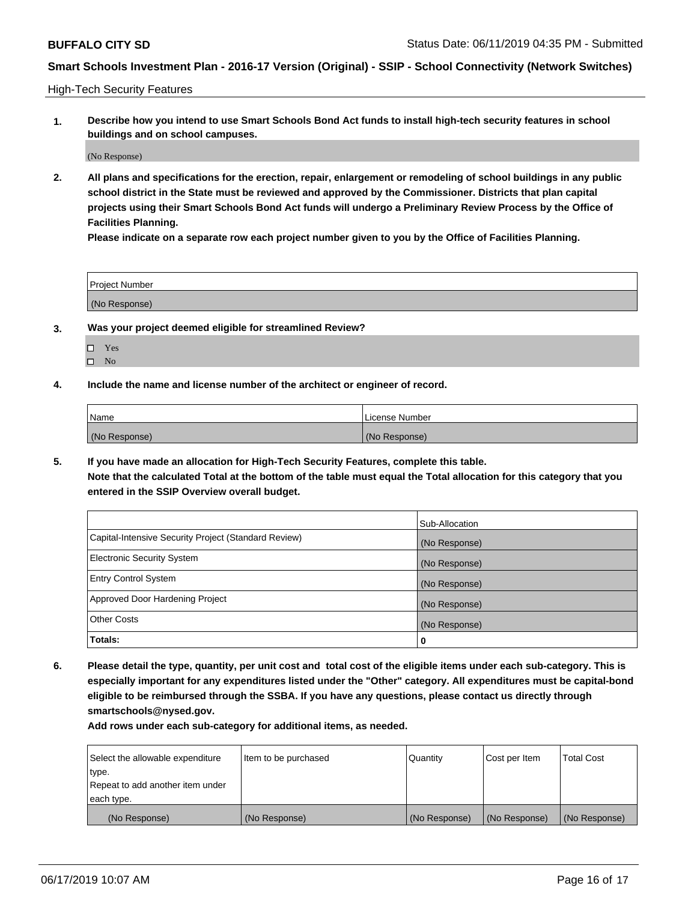High-Tech Security Features

**1. Describe how you intend to use Smart Schools Bond Act funds to install high-tech security features in school buildings and on school campuses.**

(No Response)

**2. All plans and specifications for the erection, repair, enlargement or remodeling of school buildings in any public school district in the State must be reviewed and approved by the Commissioner. Districts that plan capital projects using their Smart Schools Bond Act funds will undergo a Preliminary Review Process by the Office of Facilities Planning.**

**Please indicate on a separate row each project number given to you by the Office of Facilities Planning.**

| Project Number |
|---|
| (No Response) |

**3. Was your project deemed eligible for streamlined Review?**

- ☐ Yes
- ☐ No

**4. Include the name and license number of the architect or engineer of record.**

| Name | License Number |
|---|---|
| (No Response) | (No Response) |

**5. If you have made an allocation for High-Tech Security Features, complete this table.**
**Note that the calculated Total at the bottom of the table must equal the Total allocation for this category that you entered in the SSIP Overview overall budget.**

| | Sub-Allocation |
|---|---|
| Capital-Intensive Security Project (Standard Review) | (No Response) |
| Electronic Security System | (No Response) |
| Entry Control System | (No Response) |
| Approved Door Hardening Project | (No Response) |
| Other Costs | (No Response) |
| **Totals:** | **0** |

**6. Please detail the type, quantity, per unit cost and total cost of the eligible items under each sub-category. This is especially important for any expenditures listed under the "Other" category. All expenditures must be capital-bond eligible to be reimbursed through the SSBA. If you have any questions, please contact us directly through smartschools@nysed.gov.**

**Add rows under each sub-category for additional items, as needed.**

| Select the allowable expenditure type. Repeat to add another item under each type. | Item to be purchased | Quantity | Cost per Item | Total Cost |
|---|---|---|---|---|
| (No Response) | (No Response) | (No Response) | (No Response) | (No Response) |